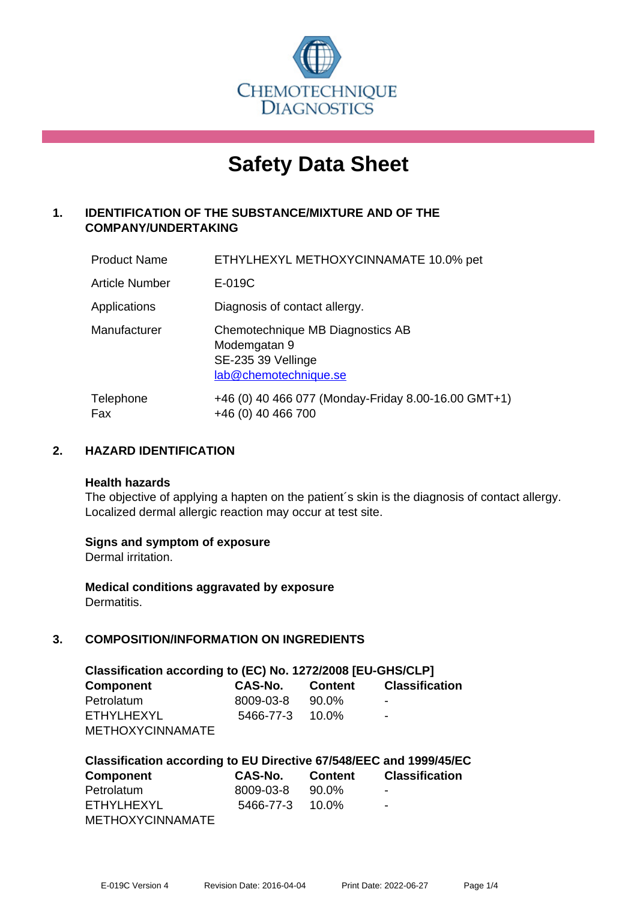CHEMOTECHNIQUE DIAGNOSTICS

# Safety Data Sheet

## 1. IDENTIFICATION OF THE SUBSTANCE/MIXTURE AND OF THE COMPANY/UNDERTAKING

| | |
|---|---|
| Product Name | ETHYLHEXYL METHOXYCINNAMATE 10.0% pet |
| Article Number | E-019C |
| Applications | Diagnosis of contact allergy. |
| Manufacturer | Chemotechnique MB Diagnostics AB<br>Modemgatan 9<br>SE-235 39 Vellinge<br>lab@chemotechnique.se |
| Telephone<br>Fax | +46 (0) 40 466 077 (Monday-Friday 8.00-16.00 GMT+1)<br>+46 (0) 40 466 700 |

## 2. HAZARD IDENTIFICATION

**Health hazards**
The objective of applying a hapten on the patient´s skin is the diagnosis of contact allergy. Localized dermal allergic reaction may occur at test site.

**Signs and symptom of exposure**
Dermal irritation.

**Medical conditions aggravated by exposure**
Dermatitis.

## 3. COMPOSITION/INFORMATION ON INGREDIENTS

**Classification according to (EC) No. 1272/2008 [EU-GHS/CLP]**

| Component | CAS-No. | Content | Classification |
|---|---|---|---|
| Petrolatum | 8009-03-8 | 90.0% | - |
| ETHYLHEXYL METHOXYCINNAMATE | 5466-77-3 | 10.0% | - |

**Classification according to EU Directive 67/548/EEC and 1999/45/EC**

| Component | CAS-No. | Content | Classification |
|---|---|---|---|
| Petrolatum | 8009-03-8 | 90.0% | - |
| ETHYLHEXYL METHOXYCINNAMATE | 5466-77-3 | 10.0% | - |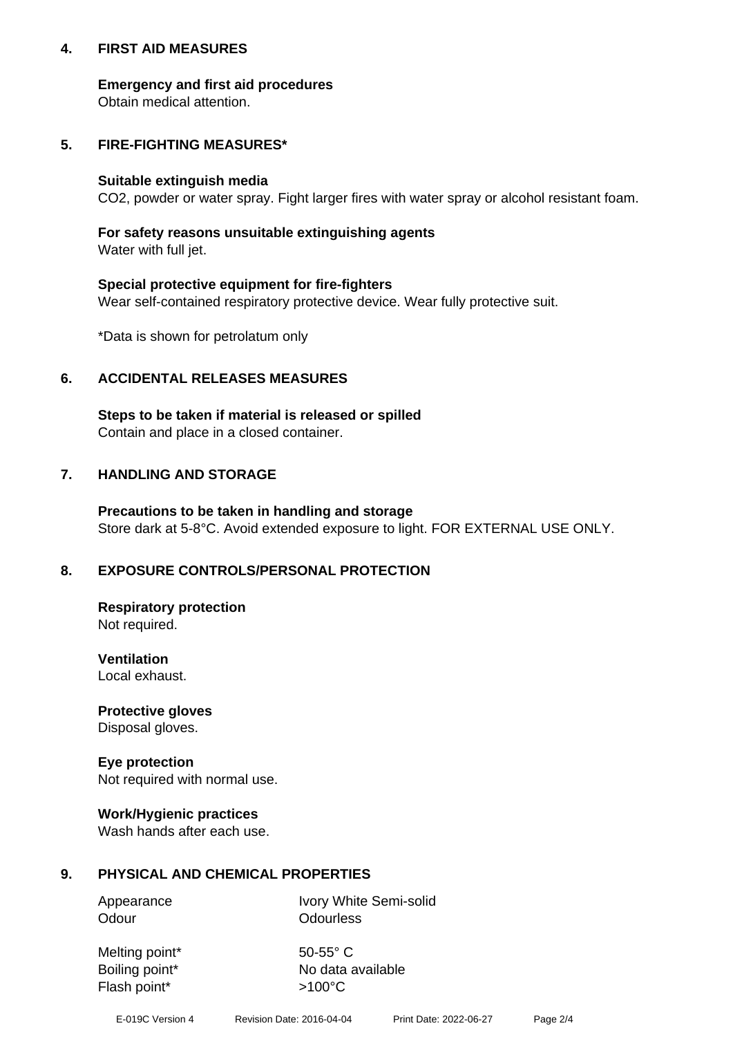## 4. FIRST AID MEASURES

**Emergency and first aid procedures**
Obtain medical attention.

## 5. FIRE-FIGHTING MEASURES*

**Suitable extinguish media**
$CO_2$, powder or water spray. Fight larger fires with water spray or alcohol resistant foam.

**For safety reasons unsuitable extinguishing agents**
Water with full jet.

**Special protective equipment for fire-fighters**
Wear self-contained respiratory protective device. Wear fully protective suit.

*Data is shown for petrolatum only

## 6. ACCIDENTAL RELEASES MEASURES

**Steps to be taken if material is released or spilled**
Contain and place in a closed container.

## 7. HANDLING AND STORAGE

**Precautions to be taken in handling and storage**
Store dark at 5-8°C. Avoid extended exposure to light. FOR EXTERNAL USE ONLY.

## 8. EXPOSURE CONTROLS/PERSONAL PROTECTION

**Respiratory protection**
Not required.

**Ventilation**
Local exhaust.

**Protective gloves**
Disposal gloves.

**Eye protection**
Not required with normal use.

**Work/Hygienic practices**
Wash hands after each use.

## 9. PHYSICAL AND CHEMICAL PROPERTIES

| | |
|---|---|
| Appearance | Ivory White Semi-solid |
| Odour | Odourless |
| Melting point* | 50-55° C |
| Boiling point* | No data available |
| Flash point* | >100°C |

E-019C Version 4 Revision Date: 2016-04-04 Print Date: 2022-06-27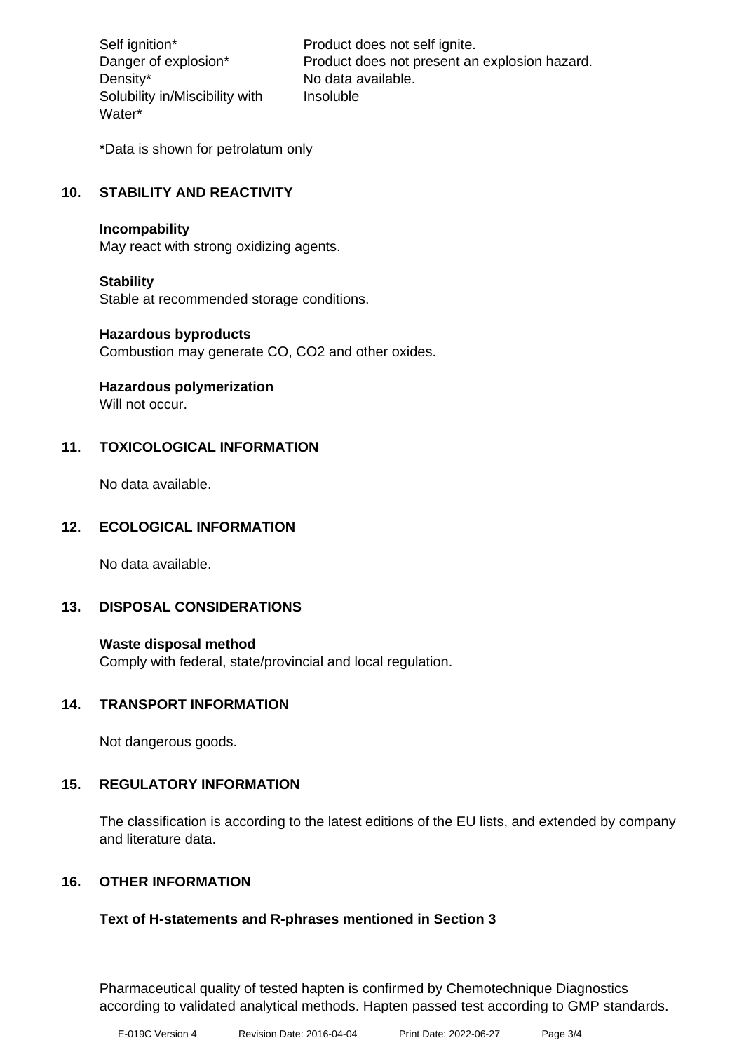| | |
|---|---|
| Self ignition* | Product does not self ignite. |
| Danger of explosion* | Product does not present an explosion hazard. |
| Density* | No data available. |
| Solubility in/Miscibility with Water* | Insoluble |

*Data is shown for petrolatum only

## 10. STABILITY AND REACTIVITY

**Incompability**
May react with strong oxidizing agents.

**Stability**
Stable at recommended storage conditions.

**Hazardous byproducts**
Combustion may generate CO, $CO_2$ and other oxides.

**Hazardous polymerization**
Will not occur.

## 11. TOXICOLOGICAL INFORMATION

No data available.

## 12. ECOLOGICAL INFORMATION

No data available.

## 13. DISPOSAL CONSIDERATIONS

**Waste disposal method**
Comply with federal, state/provincial and local regulation.

## 14. TRANSPORT INFORMATION

Not dangerous goods.

## 15. REGULATORY INFORMATION

The classification is according to the latest editions of the EU lists, and extended by company and literature data.

## 16. OTHER INFORMATION

**Text of H-statements and R-phrases mentioned in Section 3**

Pharmaceutical quality of tested hapten is confirmed by Chemotechnique Diagnostics according to validated analytical methods. Hapten passed test according to GMP standards.

E-019C Version 4 Revision Date: 2016-04-04 Print Date: 2022-06-27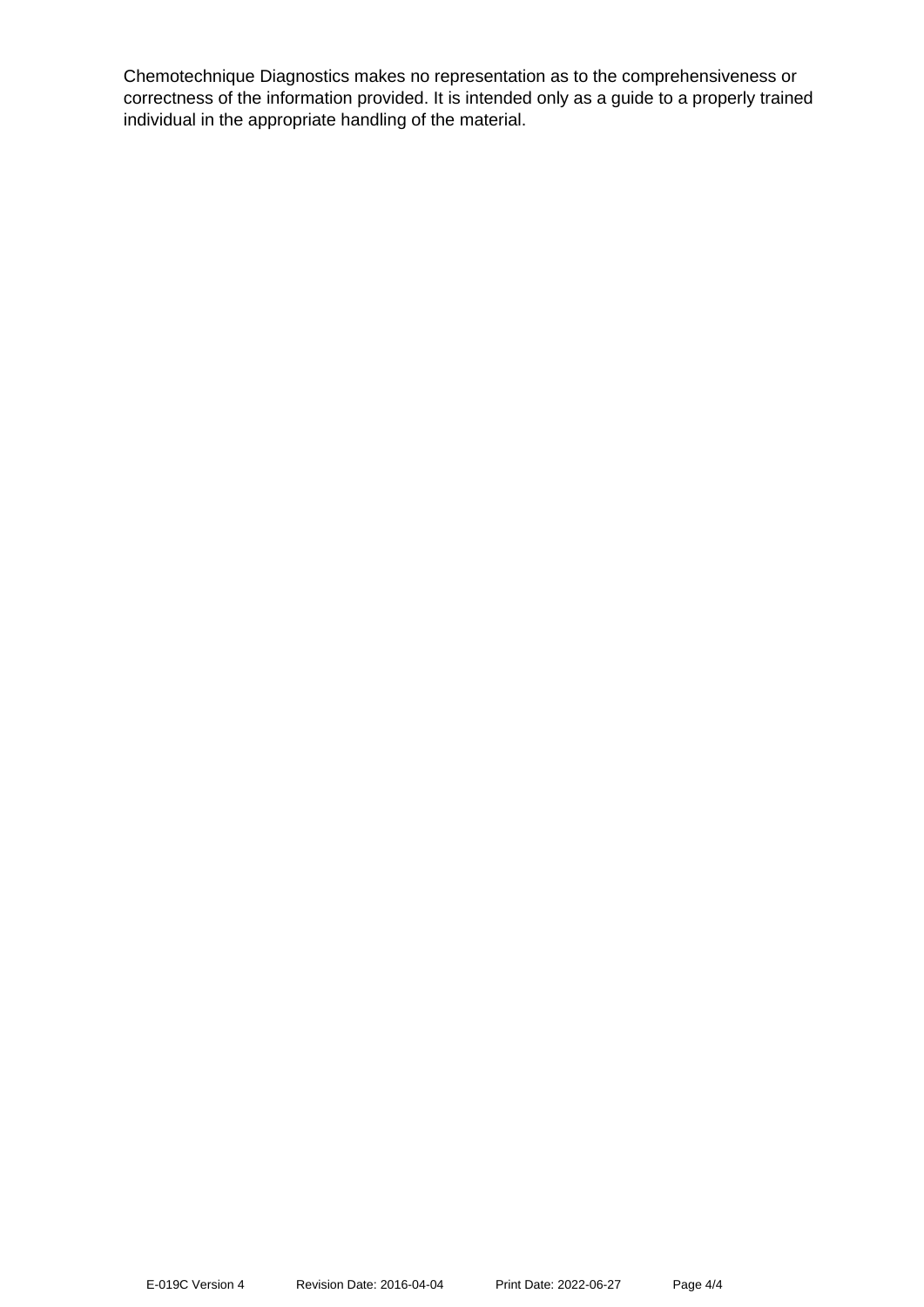Chemotechnique Diagnostics makes no representation as to the comprehensiveness or correctness of the information provided. It is intended only as a guide to a properly trained individual in the appropriate handling of the material.